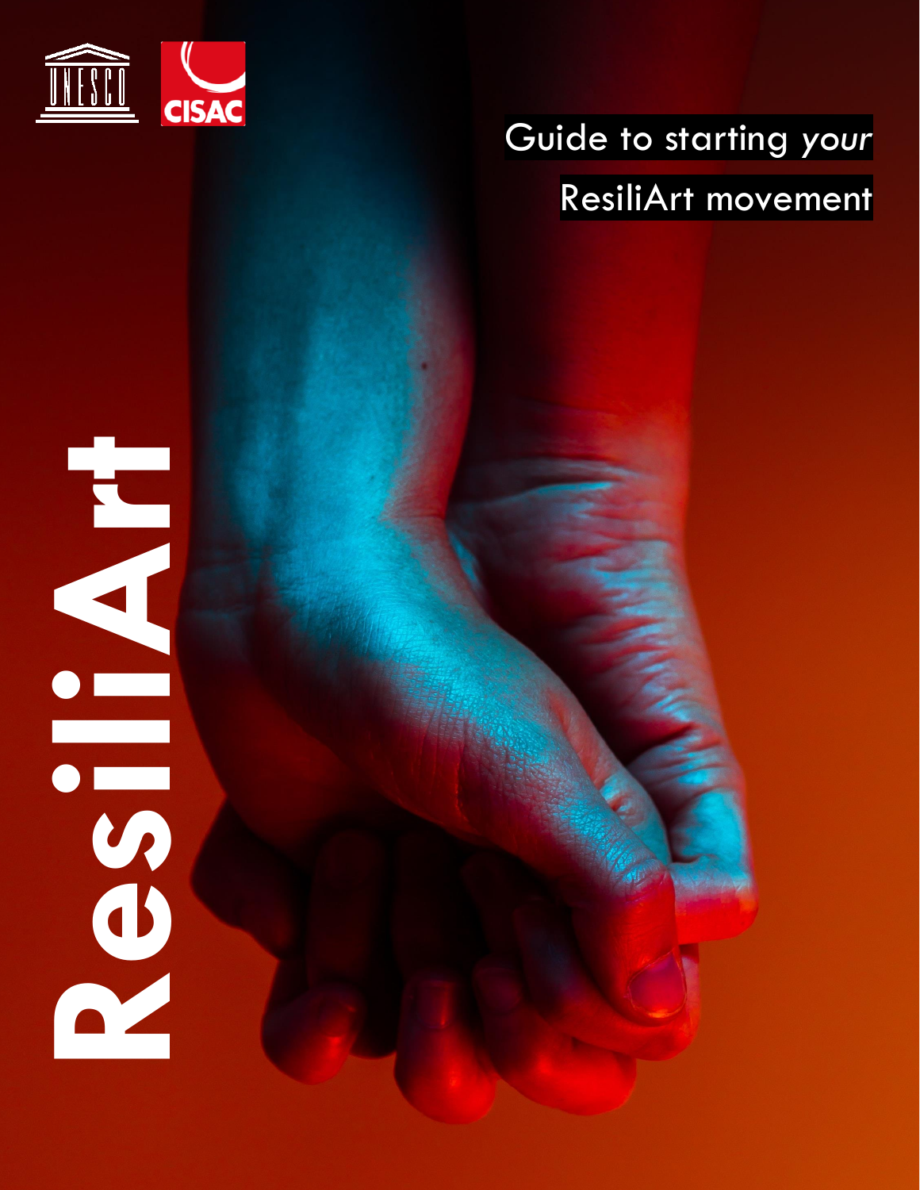UNESCO CISAC

# Guide to starting *your* ResiliArt movement

ResiliArt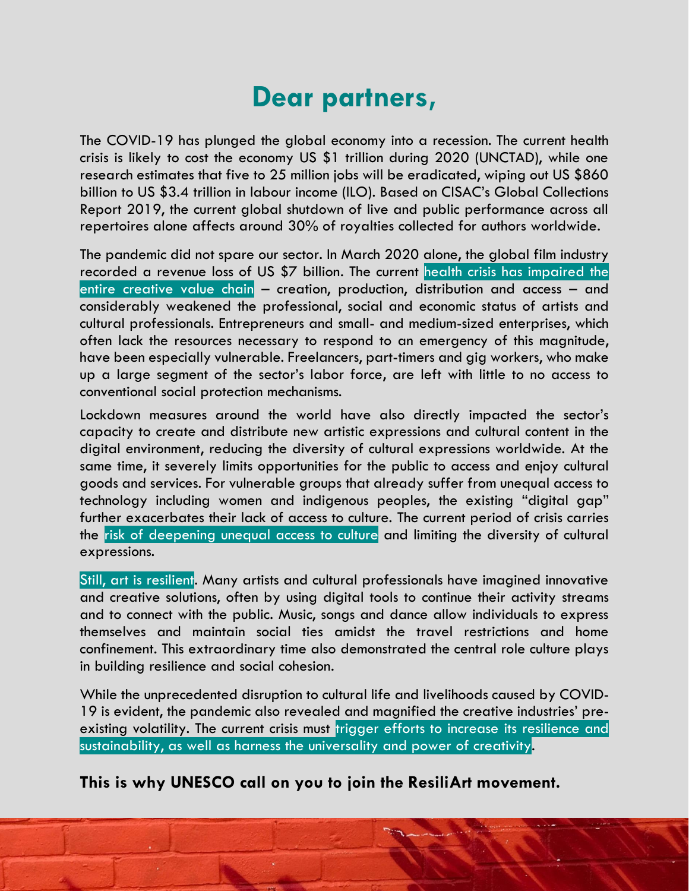# Dear partners,

The COVID-19 has plunged the global economy into a recession. The current health crisis is likely to cost the economy US $1 trillion during 2020 (UNCTAD), while one research estimates that five to 25 million jobs will be eradicated, wiping out US $860 billion to US $3.4 trillion in labour income (ILO). Based on CISAC's Global Collections Report 2019, the current global shutdown of live and public performance across all repertoires alone affects around 30% of royalties collected for authors worldwide.

The pandemic did not spare our sector. In March 2020 alone, the global film industry recorded a revenue loss of US $7 billion. The current health crisis has impaired the entire creative value chain – creation, production, distribution and access – and considerably weakened the professional, social and economic status of artists and cultural professionals. Entrepreneurs and small- and medium-sized enterprises, which often lack the resources necessary to respond to an emergency of this magnitude, have been especially vulnerable. Freelancers, part-timers and gig workers, who make up a large segment of the sector's labor force, are left with little to no access to conventional social protection mechanisms.

Lockdown measures around the world have also directly impacted the sector's capacity to create and distribute new artistic expressions and cultural content in the digital environment, reducing the diversity of cultural expressions worldwide. At the same time, it severely limits opportunities for the public to access and enjoy cultural goods and services. For vulnerable groups that already suffer from unequal access to technology including women and indigenous peoples, the existing "digital gap" further exacerbates their lack of access to culture. The current period of crisis carries the risk of deepening unequal access to culture and limiting the diversity of cultural expressions.

Still, art is resilient. Many artists and cultural professionals have imagined innovative and creative solutions, often by using digital tools to continue their activity streams and to connect with the public. Music, songs and dance allow individuals to express themselves and maintain social ties amidst the travel restrictions and home confinement. This extraordinary time also demonstrated the central role culture plays in building resilience and social cohesion.

While the unprecedented disruption to cultural life and livelihoods caused by COVID-19 is evident, the pandemic also revealed and magnified the creative industries' pre-existing volatility. The current crisis must trigger efforts to increase its resilience and sustainability, as well as harness the universality and power of creativity.

**This is why UNESCO call on you to join the ResiliArt movement.**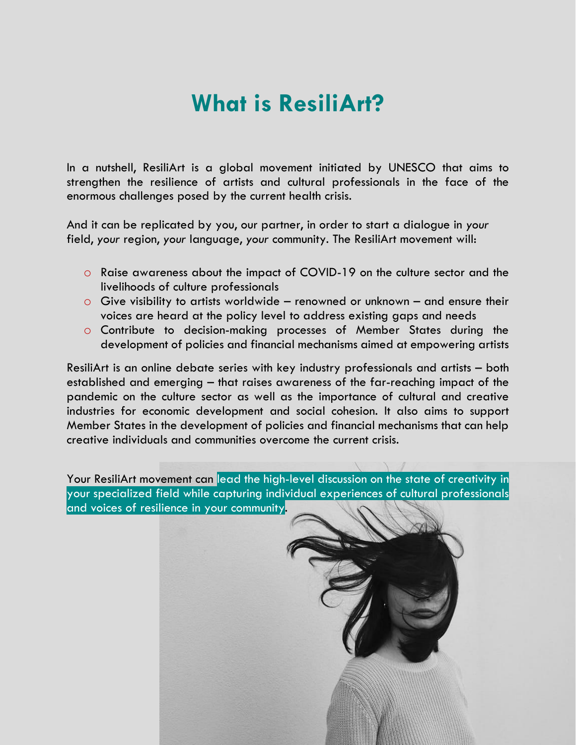# What is ResiliArt?

In a nutshell, ResiliArt is a global movement initiated by UNESCO that aims to strengthen the resilience of artists and cultural professionals in the face of the enormous challenges posed by the current health crisis.

And it can be replicated by you, our partner, in order to start a dialogue in *your* field, *your* region, *your* language, *your* community. The ResiliArt movement will:

- Raise awareness about the impact of COVID-19 on the culture sector and the livelihoods of culture professionals
- Give visibility to artists worldwide – renowned or unknown – and ensure their voices are heard at the policy level to address existing gaps and needs
- Contribute to decision-making processes of Member States during the development of policies and financial mechanisms aimed at empowering artists

ResiliArt is an online debate series with key industry professionals and artists – both established and emerging – that raises awareness of the far-reaching impact of the pandemic on the culture sector as well as the importance of cultural and creative industries for economic development and social cohesion. It also aims to support Member States in the development of policies and financial mechanisms that can help creative individuals and communities overcome the current crisis.

Your ResiliArt movement can lead the high-level discussion on the state of creativity in your specialized field while capturing individual experiences of cultural professionals and voices of resilience in your community.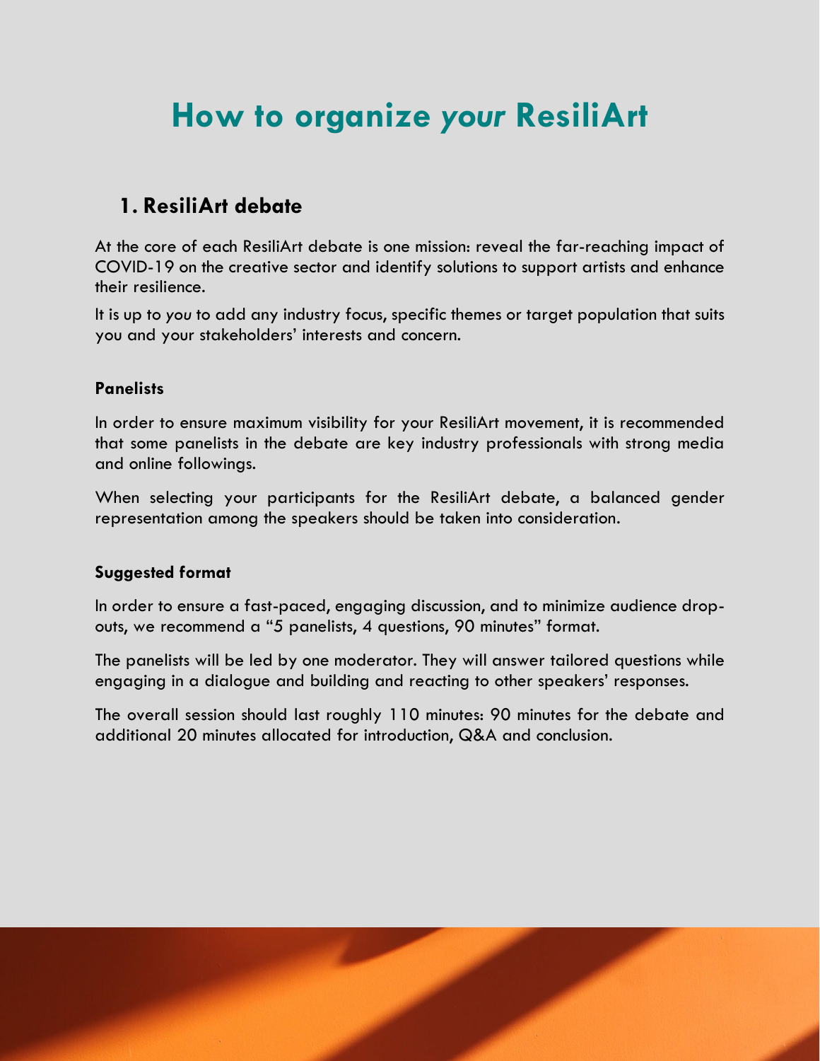# How to organize *your* ResiliArt

## 1. ResiliArt debate

At the core of each ResiliArt debate is one mission: reveal the far-reaching impact of COVID-19 on the creative sector and identify solutions to support artists and enhance their resilience.

It is up to *you* to add any industry focus, specific themes or target population that suits you and your stakeholders' interests and concern.

### Panelists

In order to ensure maximum visibility for your ResiliArt movement, it is recommended that some panelists in the debate are key industry professionals with strong media and online followings.

When selecting your participants for the ResiliArt debate, a balanced gender representation among the speakers should be taken into consideration.

### Suggested format

In order to ensure a fast-paced, engaging discussion, and to minimize audience drop-outs, we recommend a "5 panelists, 4 questions, 90 minutes" format.

The panelists will be led by one moderator. They will answer tailored questions while engaging in a dialogue and building and reacting to other speakers' responses.

The overall session should last roughly 110 minutes: 90 minutes for the debate and additional 20 minutes allocated for introduction, Q&A and conclusion.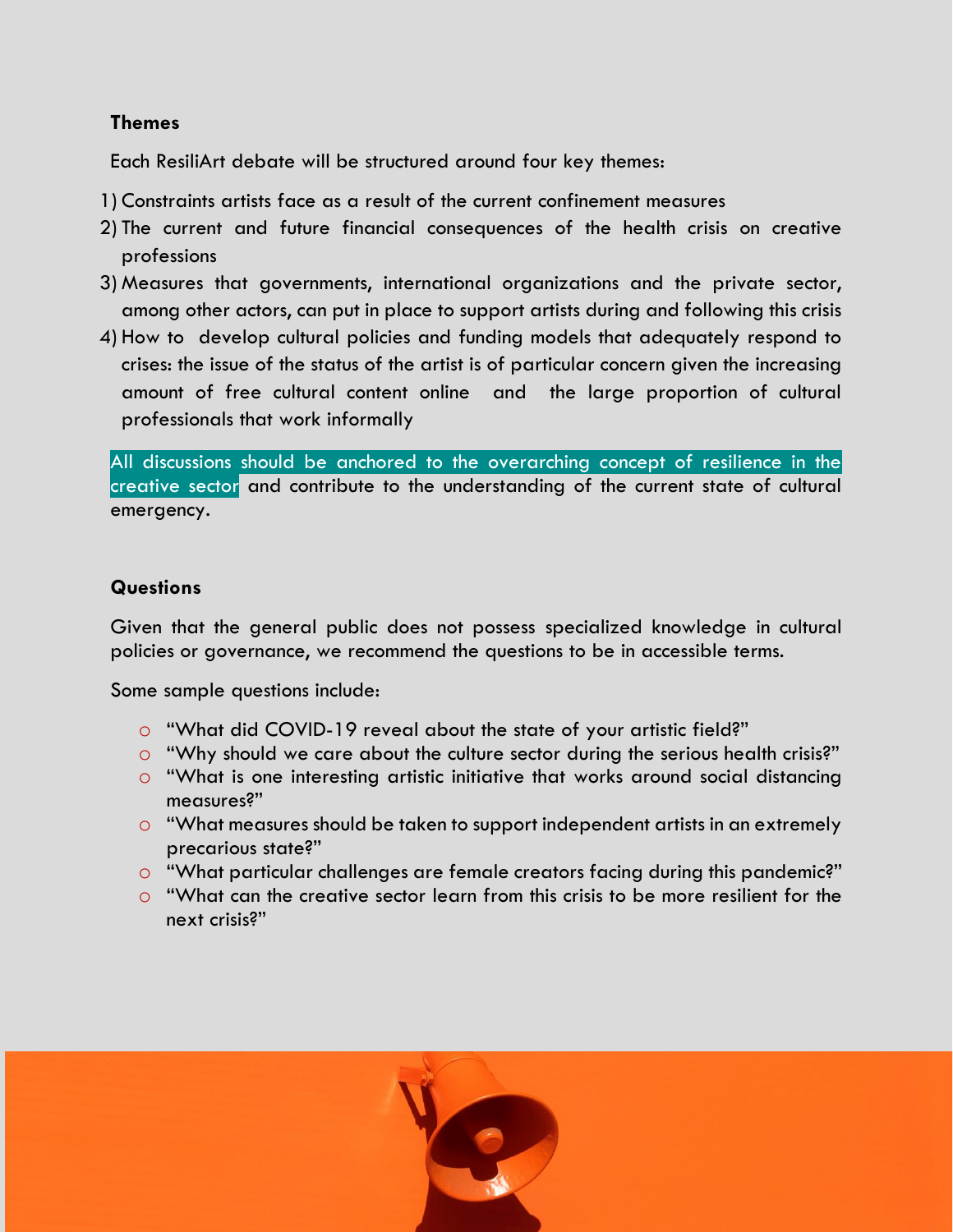## Themes

Each ResiliArt debate will be structured around four key themes:

1) Constraints artists face as a result of the current confinement measures
2) The current and future financial consequences of the health crisis on creative professions
3) Measures that governments, international organizations and the private sector, among other actors, can put in place to support artists during and following this crisis
4) How to develop cultural policies and funding models that adequately respond to crises: the issue of the status of the artist is of particular concern given the increasing amount of free cultural content online and the large proportion of cultural professionals that work informally

All discussions should be anchored to the overarching concept of resilience in the creative sector and contribute to the understanding of the current state of cultural emergency.

## Questions

Given that the general public does not possess specialized knowledge in cultural policies or governance, we recommend the questions to be in accessible terms.

Some sample questions include:

- "What did COVID-19 reveal about the state of your artistic field?"
- "Why should we care about the culture sector during the serious health crisis?"
- "What is one interesting artistic initiative that works around social distancing measures?"
- "What measures should be taken to support independent artists in an extremely precarious state?"
- "What particular challenges are female creators facing during this pandemic?"
- "What can the creative sector learn from this crisis to be more resilient for the next crisis?"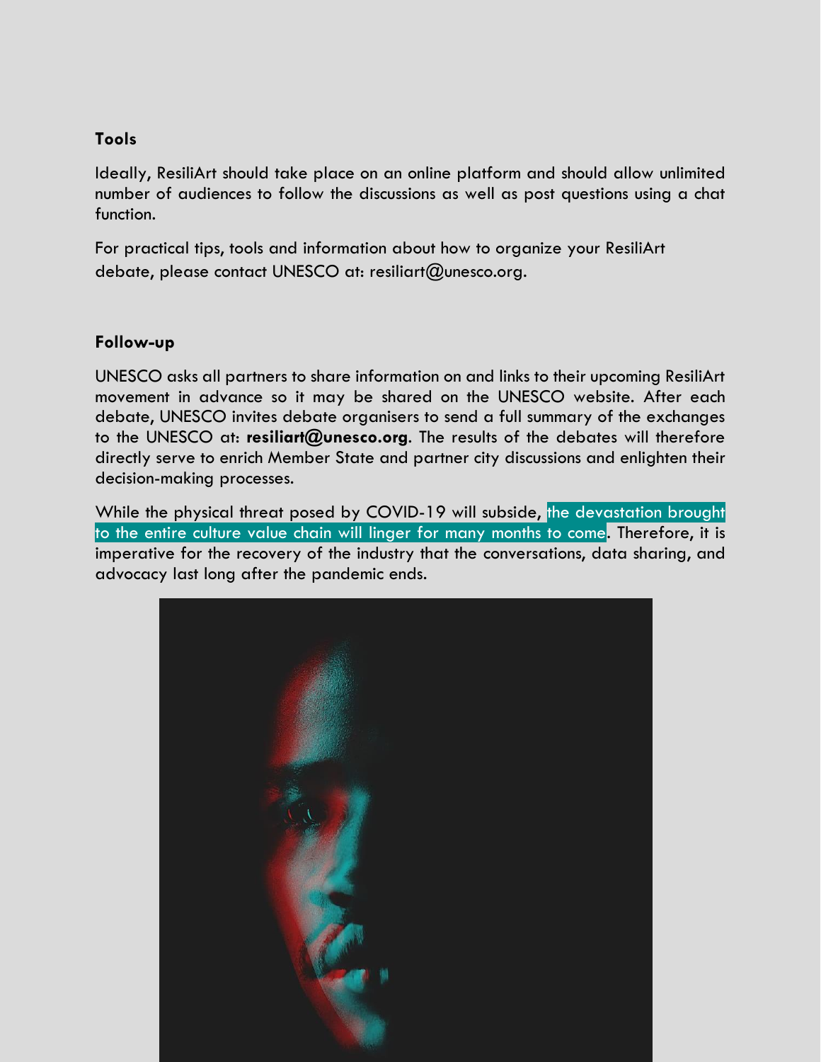### Tools

Ideally, ResiliArt should take place on an online platform and should allow unlimited number of audiences to follow the discussions as well as post questions using a chat function.

For practical tips, tools and information about how to organize your ResiliArt debate, please contact UNESCO at: resiliart@unesco.org.

### Follow-up

UNESCO asks all partners to share information on and links to their upcoming ResiliArt movement in advance so it may be shared on the UNESCO website. After each debate, UNESCO invites debate organisers to send a full summary of the exchanges to the UNESCO at: **resiliart@unesco.org**. The results of the debates will therefore directly serve to enrich Member State and partner city discussions and enlighten their decision-making processes.

While the physical threat posed by COVID-19 will subside, the devastation brought to the entire culture value chain will linger for many months to come. Therefore, it is imperative for the recovery of the industry that the conversations, data sharing, and advocacy last long after the pandemic ends.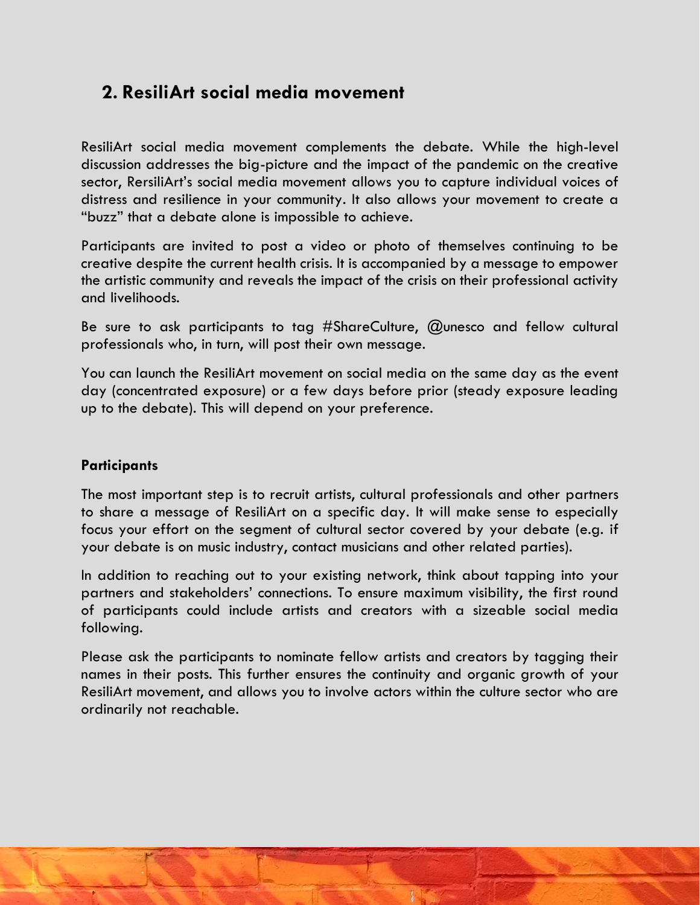## 2. ResiliArt social media movement

ResiliArt social media movement complements the debate. While the high-level discussion addresses the big-picture and the impact of the pandemic on the creative sector, RersiliArt's social media movement allows you to capture individual voices of distress and resilience in your community. It also allows your movement to create a "buzz" that a debate alone is impossible to achieve.

Participants are invited to post a video or photo of themselves continuing to be creative despite the current health crisis. It is accompanied by a message to empower the artistic community and reveals the impact of the crisis on their professional activity and livelihoods.

Be sure to ask participants to tag #ShareCulture, @unesco and fellow cultural professionals who, in turn, will post their own message.

You can launch the ResiliArt movement on social media on the same day as the event day (concentrated exposure) or a few days before prior (steady exposure leading up to the debate). This will depend on your preference.

**Participants**

The most important step is to recruit artists, cultural professionals and other partners to share a message of ResiliArt on a specific day. It will make sense to especially focus your effort on the segment of cultural sector covered by your debate (e.g. if your debate is on music industry, contact musicians and other related parties).

In addition to reaching out to your existing network, think about tapping into your partners and stakeholders' connections. To ensure maximum visibility, the first round of participants could include artists and creators with a sizeable social media following.

Please ask the participants to nominate fellow artists and creators by tagging their names in their posts. This further ensures the continuity and organic growth of your ResiliArt movement, and allows you to involve actors within the culture sector who are ordinarily not reachable.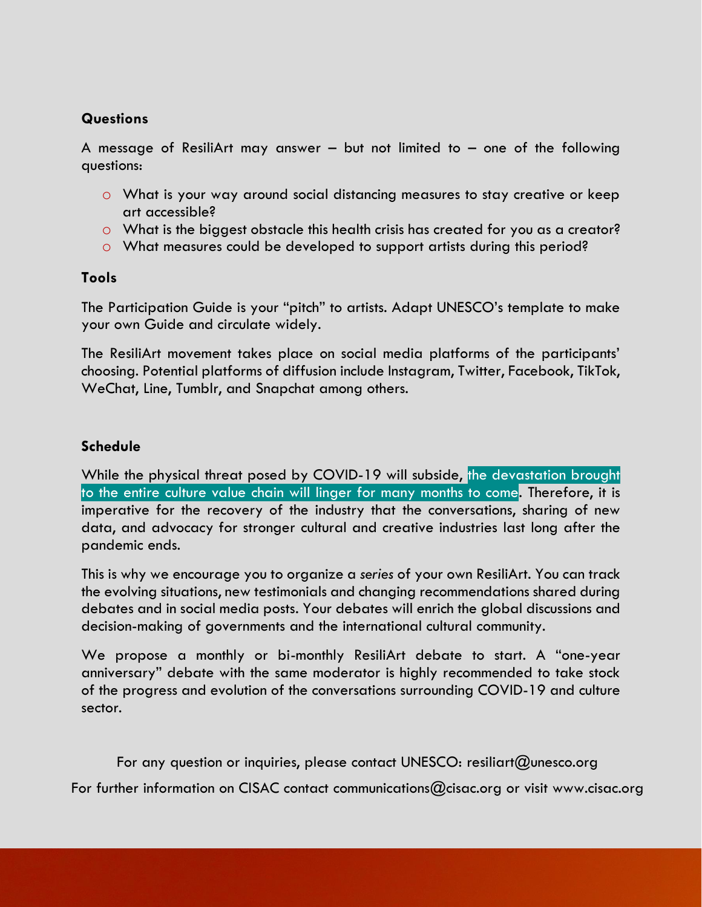**Questions**

A message of ResiliArt may answer – but not limited to – one of the following questions:

- What is your way around social distancing measures to stay creative or keep art accessible?
- What is the biggest obstacle this health crisis has created for you as a creator?
- What measures could be developed to support artists during this period?

**Tools**

The Participation Guide is your "pitch" to artists. Adapt UNESCO's template to make your own Guide and circulate widely.

The ResiliArt movement takes place on social media platforms of the participants' choosing. Potential platforms of diffusion include Instagram, Twitter, Facebook, TikTok, WeChat, Line, Tumblr, and Snapchat among others.

**Schedule**

While the physical threat posed by COVID-19 will subside, the devastation brought to the entire culture value chain will linger for many months to come. Therefore, it is imperative for the recovery of the industry that the conversations, sharing of new data, and advocacy for stronger cultural and creative industries last long after the pandemic ends.

This is why we encourage you to organize a *series* of your own ResiliArt. You can track the evolving situations, new testimonials and changing recommendations shared during debates and in social media posts. Your debates will enrich the global discussions and decision-making of governments and the international cultural community.

We propose a monthly or bi-monthly ResiliArt debate to start. A "one-year anniversary" debate with the same moderator is highly recommended to take stock of the progress and evolution of the conversations surrounding COVID-19 and culture sector.

For any question or inquiries, please contact UNESCO: resiliart@unesco.org

For further information on CISAC contact communications@cisac.org or visit www.cisac.org